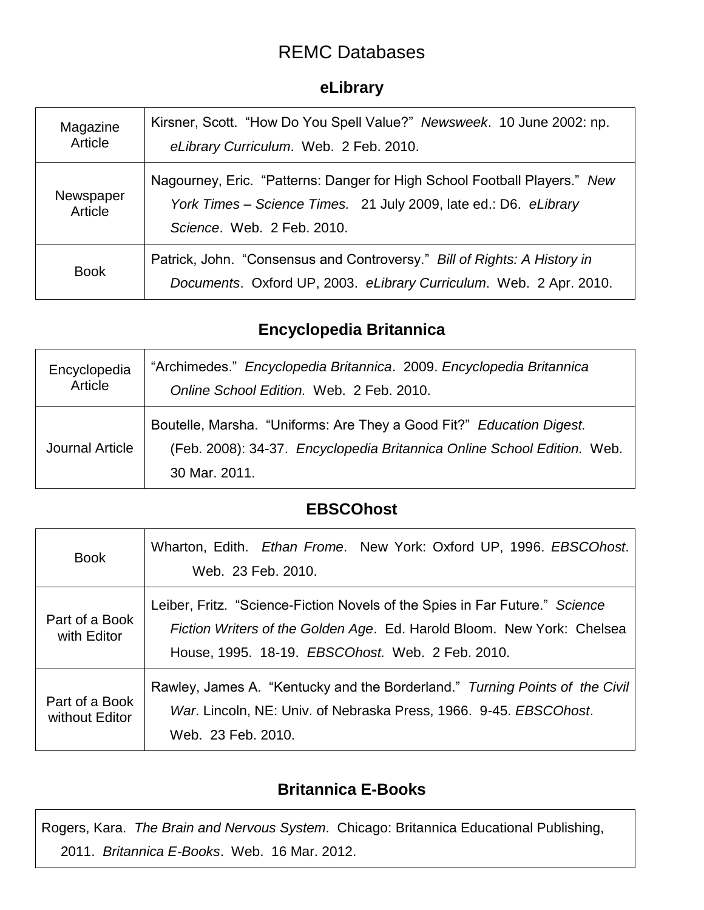# REMC Databases

## eLibrary

| | |
|---|---|
| Magazine Article | Kirsner, Scott. "How Do You Spell Value?" *Newsweek*. 10 June 2002: np. *eLibrary Curriculum*. Web. 2 Feb. 2010. |
| Newspaper Article | Nagourney, Eric. "Patterns: Danger for High School Football Players." *New York Times – Science Times.* 21 July 2009, late ed.: D6. *eLibrary Science*. Web. 2 Feb. 2010. |
| Book | Patrick, John. "Consensus and Controversy." *Bill of Rights: A History in Documents*. Oxford UP, 2003. *eLibrary Curriculum*. Web. 2 Apr. 2010. |

## Encyclopedia Britannica

| | |
|---|---|
| Encyclopedia Article | "Archimedes." *Encyclopedia Britannica*. 2009. *Encyclopedia Britannica Online School Edition.* Web. 2 Feb. 2010. |
| Journal Article | Boutelle, Marsha. "Uniforms: Are They a Good Fit?" *Education Digest.* (Feb. 2008): 34-37. *Encyclopedia Britannica Online School Edition.* Web. 30 Mar. 2011. |

## EBSCOhost

| | |
|---|---|
| Book | Wharton, Edith. *Ethan Frome*. New York: Oxford UP, 1996. *EBSCOhost*. Web. 23 Feb. 2010. |
| Part of a Book with Editor | Leiber, Fritz. "Science-Fiction Novels of the Spies in Far Future." *Science Fiction Writers of the Golden Age*. Ed. Harold Bloom. New York: Chelsea House, 1995. 18-19. *EBSCOhost.* Web. 2 Feb. 2010. |
| Part of a Book without Editor | Rawley, James A. "Kentucky and the Borderland." *Turning Points of the Civil War*. Lincoln, NE: Univ. of Nebraska Press, 1966. 9-45. *EBSCOhost*. Web. 23 Feb. 2010. |

## Britannica E-Books

| |
|---|
| Rogers, Kara. *The Brain and Nervous System*. Chicago: Britannica Educational Publishing, 2011. *Britannica E-Books*. Web. 16 Mar. 2012. |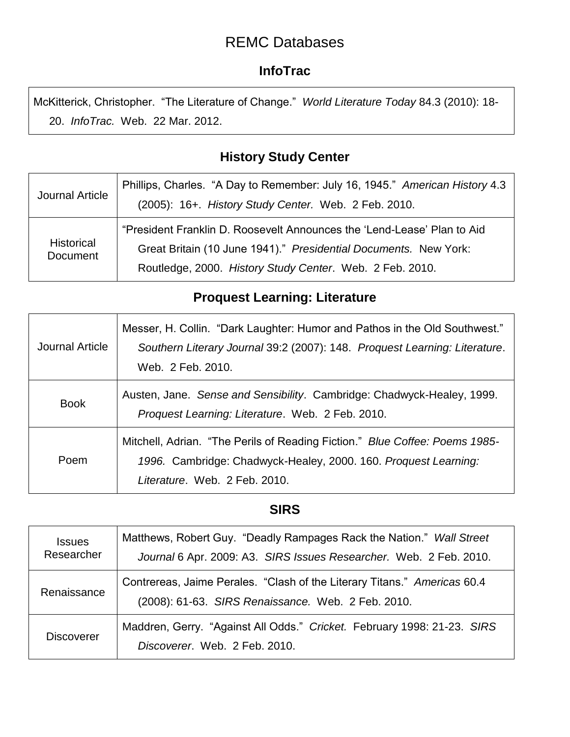# REMC Databases

## InfoTrac

| |
|---|
| McKitterick, Christopher. "The Literature of Change." *World Literature Today* 84.3 (2010): 18-20. *InfoTrac.* Web. 22 Mar. 2012. |

## History Study Center

| | |
|---|---|
| Journal Article | Phillips, Charles. "A Day to Remember: July 16, 1945." *American History* 4.3 (2005): 16+. *History Study Center.* Web. 2 Feb. 2010. |
| Historical Document | "President Franklin D. Roosevelt Announces the 'Lend-Lease' Plan to Aid Great Britain (10 June 1941)." *Presidential Documents.* New York: Routledge, 2000. *History Study Center*. Web. 2 Feb. 2010. |

## Proquest Learning: Literature

| | |
|---|---|
| Journal Article | Messer, H. Collin. "Dark Laughter: Humor and Pathos in the Old Southwest." *Southern Literary Journal* 39:2 (2007): 148. *Proquest Learning: Literature*. Web. 2 Feb. 2010. |
| Book | Austen, Jane. *Sense and Sensibility*. Cambridge: Chadwyck-Healey, 1999. *Proquest Learning: Literature*. Web. 2 Feb. 2010. |
| Poem | Mitchell, Adrian. "The Perils of Reading Fiction." *Blue Coffee: Poems 1985-1996.* Cambridge: Chadwyck-Healey, 2000. 160. *Proquest Learning: Literature*. Web. 2 Feb. 2010. |

## SIRS

| | |
|---|---|
| Issues Researcher | Matthews, Robert Guy. "Deadly Rampages Rack the Nation." *Wall Street Journal* 6 Apr. 2009: A3. *SIRS Issues Researcher.* Web. 2 Feb. 2010. |
| Renaissance | Contrereas, Jaime Perales. "Clash of the Literary Titans." *Americas* 60.4 (2008): 61-63. *SIRS Renaissance.* Web. 2 Feb. 2010. |
| Discoverer | Maddren, Gerry. "Against All Odds." *Cricket.* February 1998: 21-23. *SIRS Discoverer*. Web. 2 Feb. 2010. |